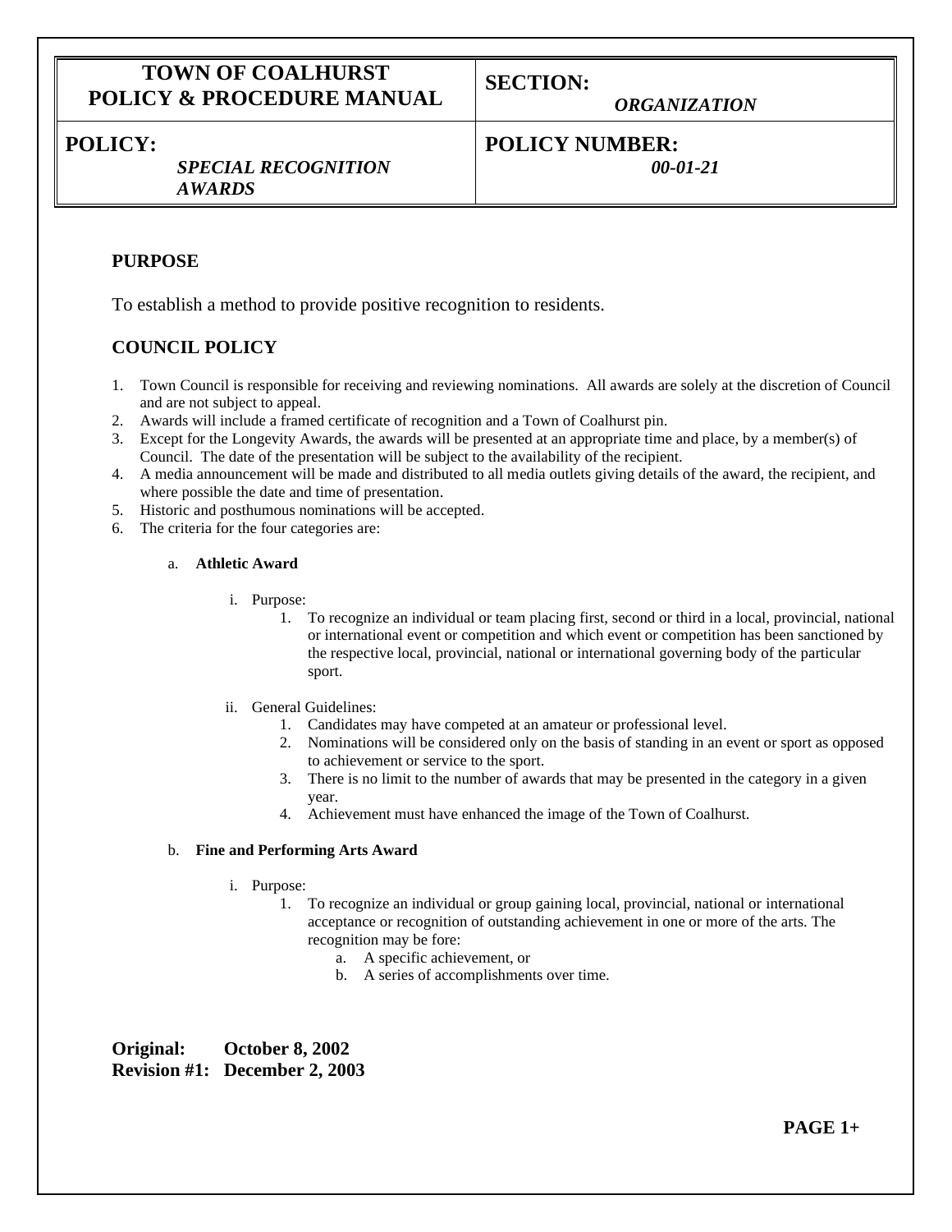| TOWN OF COALHURST POLICY & PROCEDURE MANUAL | SECTION: *ORGANIZATION* |
| --- | --- |
| POLICY: *SPECIAL RECOGNITION AWARDS* | POLICY NUMBER: *00-01-21* |

## PURPOSE

To establish a method to provide positive recognition to residents.

## COUNCIL POLICY

1. Town Council is responsible for receiving and reviewing nominations. All awards are solely at the discretion of Council and are not subject to appeal.
2. Awards will include a framed certificate of recognition and a Town of Coalhurst pin.
3. Except for the Longevity Awards, the awards will be presented at an appropriate time and place, by a member(s) of Council. The date of the presentation will be subject to the availability of the recipient.
4. A media announcement will be made and distributed to all media outlets giving details of the award, the recipient, and where possible the date and time of presentation.
5. Historic and posthumous nominations will be accepted.
6. The criteria for the four categories are:

   a. **Athletic Award**

      i. Purpose:
         1. To recognize an individual or team placing first, second or third in a local, provincial, national or international event or competition and which event or competition has been sanctioned by the respective local, provincial, national or international governing body of the particular sport.

      ii. General Guidelines:
         1. Candidates may have competed at an amateur or professional level.
         2. Nominations will be considered only on the basis of standing in an event or sport as opposed to achievement or service to the sport.
         3. There is no limit to the number of awards that may be presented in the category in a given year.
         4. Achievement must have enhanced the image of the Town of Coalhurst.

   b. **Fine and Performing Arts Award**

      i. Purpose:
         1. To recognize an individual or group gaining local, provincial, national or international acceptance or recognition of outstanding achievement in one or more of the arts. The recognition may be fore:
            a. A specific achievement, or
            b. A series of accomplishments over time.

**Original: October 8, 2002**
**Revision #1: December 2, 2003**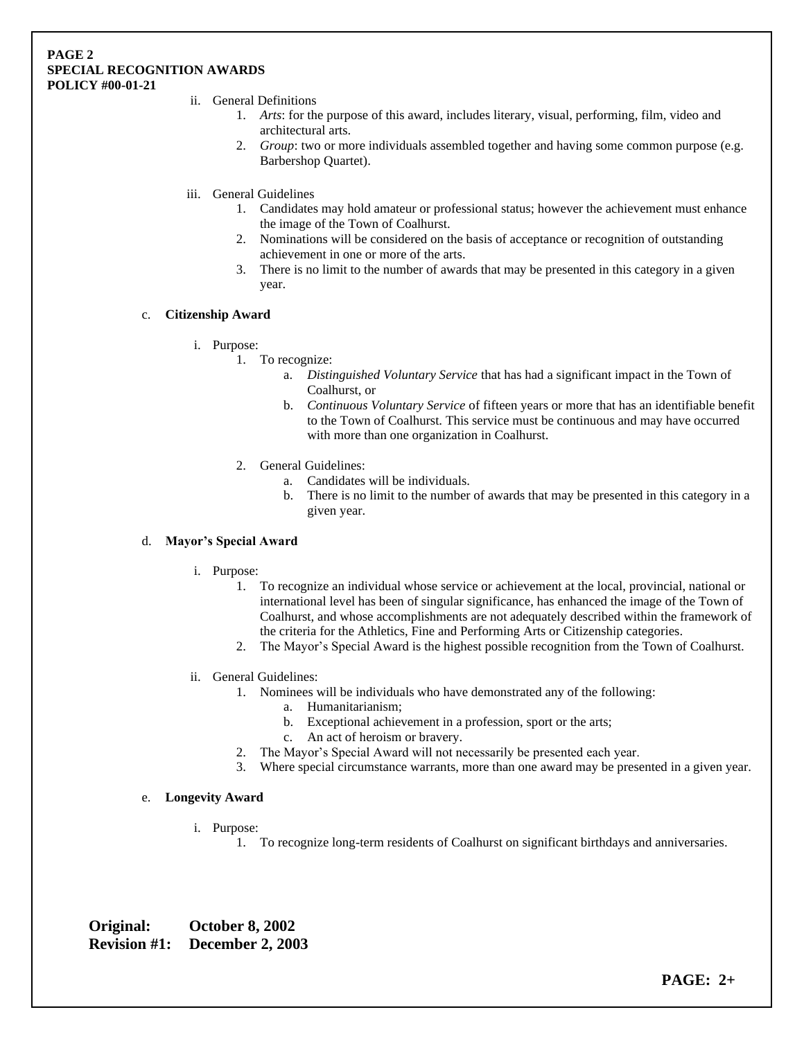ii. General Definitions
   1. *Arts*: for the purpose of this award, includes literary, visual, performing, film, video and architectural arts.
   2. *Group*: two or more individuals assembled together and having some common purpose (e.g. Barbershop Quartet).

iii. General Guidelines
   1. Candidates may hold amateur or professional status; however the achievement must enhance the image of the Town of Coalhurst.
   2. Nominations will be considered on the basis of acceptance or recognition of outstanding achievement in one or more of the arts.
   3. There is no limit to the number of awards that may be presented in this category in a given year.

c. **Citizenship Award**

i. Purpose:
   1. To recognize:
      a. *Distinguished Voluntary Service* that has had a significant impact in the Town of Coalhurst, or
      b. *Continuous Voluntary Service* of fifteen years or more that has an identifiable benefit to the Town of Coalhurst. This service must be continuous and may have occurred with more than one organization in Coalhurst.

   2. General Guidelines:
      a. Candidates will be individuals.
      b. There is no limit to the number of awards that may be presented in this category in a given year.

d. **Mayor's Special Award**

i. Purpose:
   1. To recognize an individual whose service or achievement at the local, provincial, national or international level has been of singular significance, has enhanced the image of the Town of Coalhurst, and whose accomplishments are not adequately described within the framework of the criteria for the Athletics, Fine and Performing Arts or Citizenship categories.
   2. The Mayor's Special Award is the highest possible recognition from the Town of Coalhurst.

ii. General Guidelines:
   1. Nominees will be individuals who have demonstrated any of the following:
      a. Humanitarianism;
      b. Exceptional achievement in a profession, sport or the arts;
      c. An act of heroism or bravery.
   2. The Mayor's Special Award will not necessarily be presented each year.
   3. Where special circumstance warrants, more than one award may be presented in a given year.

e. **Longevity Award**

i. Purpose:
   1. To recognize long-term residents of Coalhurst on significant birthdays and anniversaries.

**Original: October 8, 2002**
**Revision #1: December 2, 2003**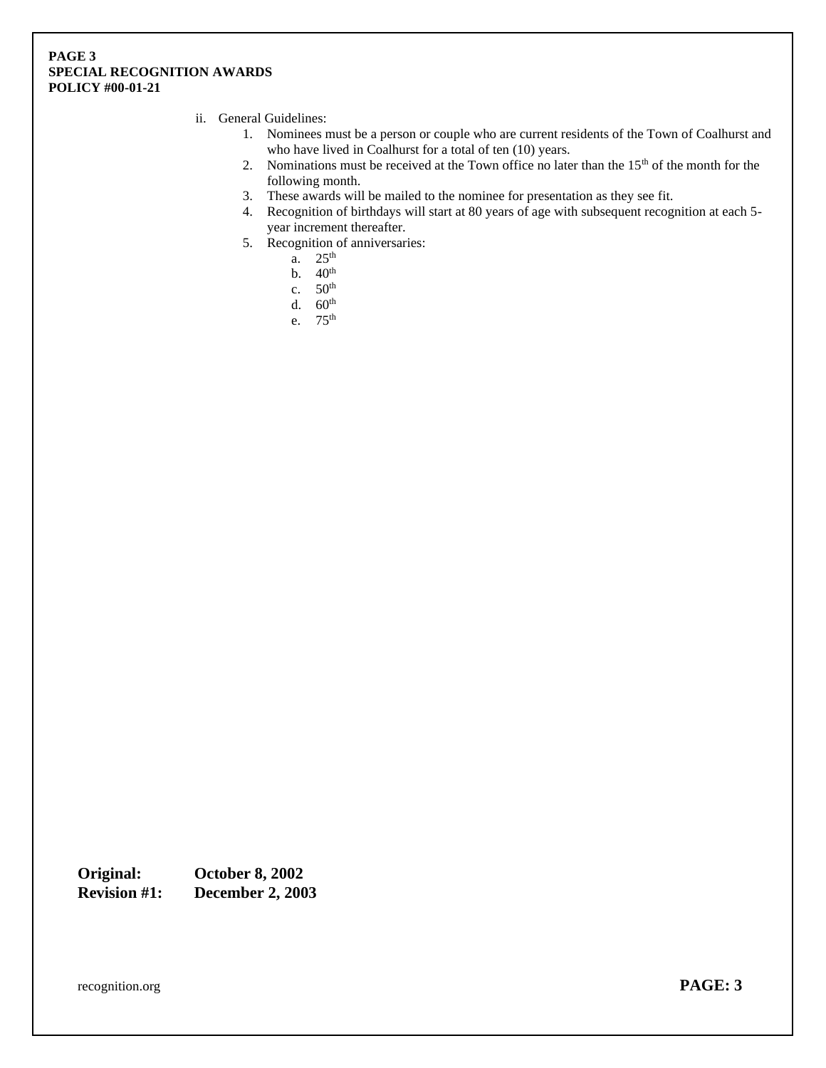ii. General Guidelines:

1. Nominees must be a person or couple who are current residents of the Town of Coalhurst and who have lived in Coalhurst for a total of ten (10) years.
2. Nominations must be received at the Town office no later than the 15th of the month for the following month.
3. These awards will be mailed to the nominee for presentation as they see fit.
4. Recognition of birthdays will start at 80 years of age with subsequent recognition at each 5-year increment thereafter.
5. Recognition of anniversaries:
    a. 25th
    b. 40th
    c. 50th
    d. 60th
    e. 75th

**Original:** **October 8, 2002**
**Revision #1:** **December 2, 2003**